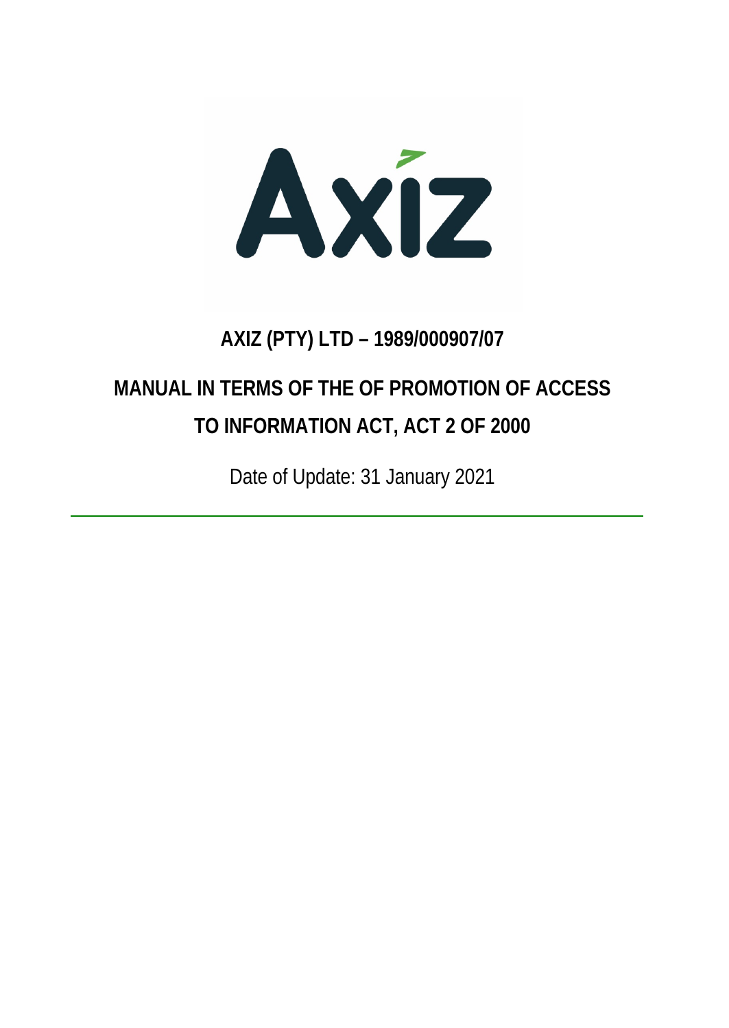# AXIZ (PTY) LTD – 1989/000907/07

## MANUAL IN TERMS OF THE OF PROMOTION OF ACCESS TO INFORMATION ACT, ACT 2 OF 2000

Date of Update: 31 January 2021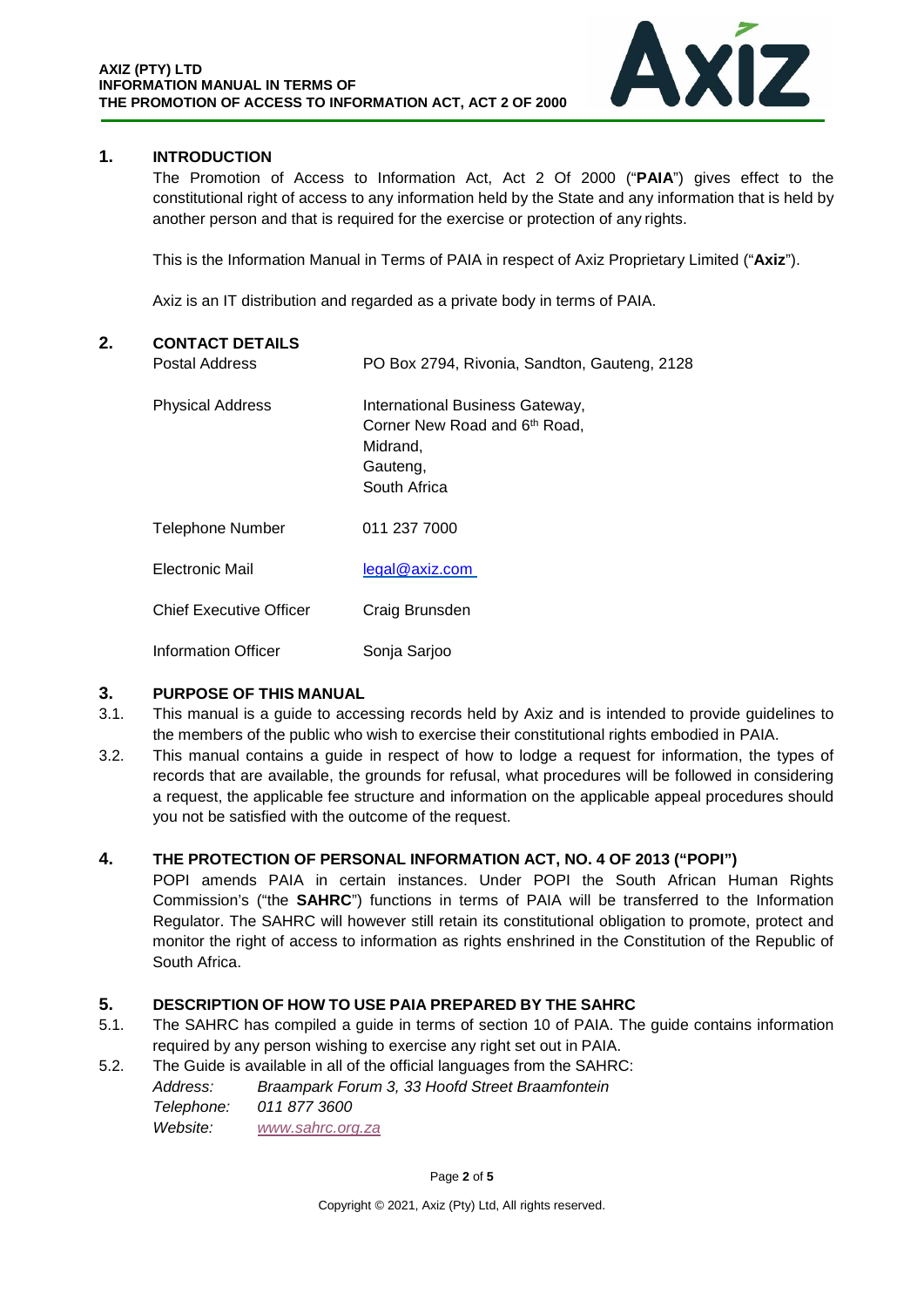## 1. INTRODUCTION

The Promotion of Access to Information Act, Act 2 Of 2000 ("**PAIA**") gives effect to the constitutional right of access to any information held by the State and any information that is held by another person and that is required for the exercise or protection of any rights.

This is the Information Manual in Terms of PAIA in respect of Axiz Proprietary Limited ("**Axiz**").

Axiz is an IT distribution and regarded as a private body in terms of PAIA.

## 2. CONTACT DETAILS

| | |
|---|---|
| Postal Address | PO Box 2794, Rivonia, Sandton, Gauteng, 2128 |
| Physical Address | International Business Gateway,<br>Corner New Road and 6th Road,<br>Midrand,<br>Gauteng,<br>South Africa |
| Telephone Number | 011 237 7000 |
| Electronic Mail | legal@axiz.com |
| Chief Executive Officer | Craig Brunsden |
| Information Officer | Sonja Sarjoo |

## 3. PURPOSE OF THIS MANUAL

3.1. This manual is a guide to accessing records held by Axiz and is intended to provide guidelines to the members of the public who wish to exercise their constitutional rights embodied in PAIA.

3.2. This manual contains a guide in respect of how to lodge a request for information, the types of records that are available, the grounds for refusal, what procedures will be followed in considering a request, the applicable fee structure and information on the applicable appeal procedures should you not be satisfied with the outcome of the request.

## 4. THE PROTECTION OF PERSONAL INFORMATION ACT, NO. 4 OF 2013 ("POPI")

POPI amends PAIA in certain instances. Under POPI the South African Human Rights Commission's ("the **SAHRC**") functions in terms of PAIA will be transferred to the Information Regulator. The SAHRC will however still retain its constitutional obligation to promote, protect and monitor the right of access to information as rights enshrined in the Constitution of the Republic of South Africa.

## 5. DESCRIPTION OF HOW TO USE PAIA PREPARED BY THE SAHRC

5.1. The SAHRC has compiled a guide in terms of section 10 of PAIA. The guide contains information required by any person wishing to exercise any right set out in PAIA.

5.2. The Guide is available in all of the official languages from the SAHRC:

*Address:* *Braampark Forum 3, 33 Hoofd Street Braamfontein*
*Telephone:* *011 877 3600*
*Website:* *www.sahrc.org.za*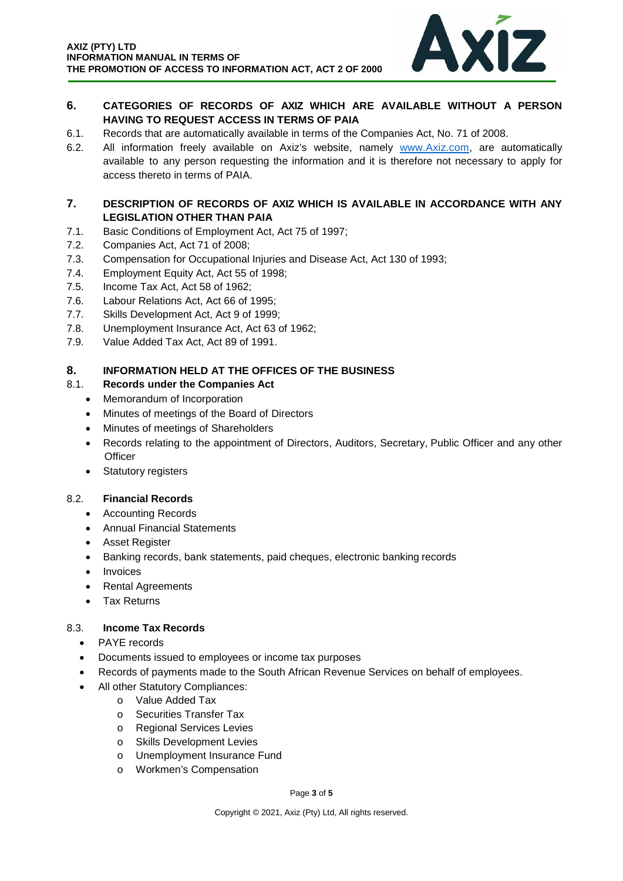## 6. CATEGORIES OF RECORDS OF AXIZ WHICH ARE AVAILABLE WITHOUT A PERSON HAVING TO REQUEST ACCESS IN TERMS OF PAIA

6.1. Records that are automatically available in terms of the Companies Act, No. 71 of 2008.

6.2. All information freely available on Axiz's website, namely [www.Axiz.com](http://www.Axiz.com), are automatically available to any person requesting the information and it is therefore not necessary to apply for access thereto in terms of PAIA.

## 7. DESCRIPTION OF RECORDS OF AXIZ WHICH IS AVAILABLE IN ACCORDANCE WITH ANY LEGISLATION OTHER THAN PAIA

7.1. Basic Conditions of Employment Act, Act 75 of 1997;

7.2. Companies Act, Act 71 of 2008;

7.3. Compensation for Occupational Injuries and Disease Act, Act 130 of 1993;

7.4. Employment Equity Act, Act 55 of 1998;

7.5. Income Tax Act, Act 58 of 1962;

7.6. Labour Relations Act, Act 66 of 1995;

7.7. Skills Development Act, Act 9 of 1999;

7.8. Unemployment Insurance Act, Act 63 of 1962;

7.9. Value Added Tax Act, Act 89 of 1991.

## 8. INFORMATION HELD AT THE OFFICES OF THE BUSINESS

### 8.1. Records under the Companies Act

- Memorandum of Incorporation
- Minutes of meetings of the Board of Directors
- Minutes of meetings of Shareholders
- Records relating to the appointment of Directors, Auditors, Secretary, Public Officer and any other Officer
- Statutory registers

### 8.2. Financial Records

- Accounting Records
- Annual Financial Statements
- Asset Register
- Banking records, bank statements, paid cheques, electronic banking records
- Invoices
- Rental Agreements
- Tax Returns

### 8.3. Income Tax Records

- PAYE records
- Documents issued to employees or income tax purposes
- Records of payments made to the South African Revenue Services on behalf of employees.
- All other Statutory Compliances:
  - Value Added Tax
  - Securities Transfer Tax
  - Regional Services Levies
  - Skills Development Levies
  - Unemployment Insurance Fund
  - Workmen's Compensation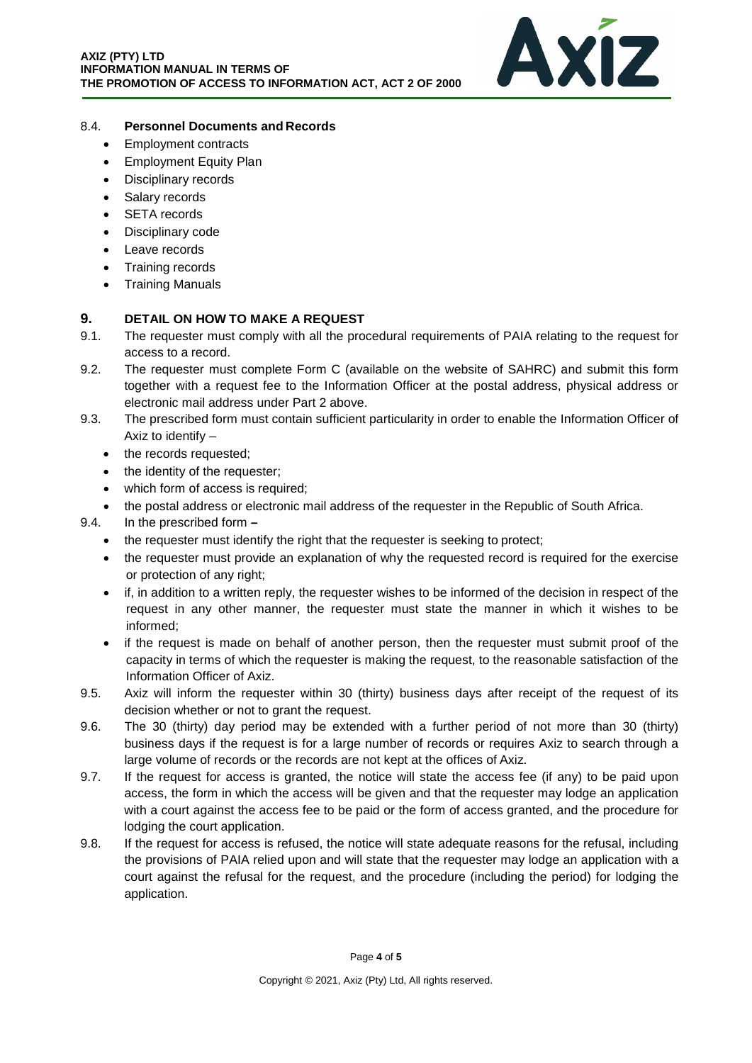### 8.4. **Personnel Documents and Records**

- Employment contracts
- Employment Equity Plan
- Disciplinary records
- Salary records
- SETA records
- Disciplinary code
- Leave records
- Training records
- Training Manuals

## 9. DETAIL ON HOW TO MAKE A REQUEST

9.1. The requester must comply with all the procedural requirements of PAIA relating to the request for access to a record.

9.2. The requester must complete Form C (available on the website of SAHRC) and submit this form together with a request fee to the Information Officer at the postal address, physical address or electronic mail address under Part 2 above.

9.3. The prescribed form must contain sufficient particularity in order to enable the Information Officer of Axiz to identify –

- the records requested;
- the identity of the requester;
- which form of access is required;
- the postal address or electronic mail address of the requester in the Republic of South Africa.

9.4. In the prescribed form **–**

- the requester must identify the right that the requester is seeking to protect;
- the requester must provide an explanation of why the requested record is required for the exercise or protection of any right;
- if, in addition to a written reply, the requester wishes to be informed of the decision in respect of the request in any other manner, the requester must state the manner in which it wishes to be informed;
- if the request is made on behalf of another person, then the requester must submit proof of the capacity in terms of which the requester is making the request, to the reasonable satisfaction of the Information Officer of Axiz.

9.5. Axiz will inform the requester within 30 (thirty) business days after receipt of the request of its decision whether or not to grant the request.

9.6. The 30 (thirty) day period may be extended with a further period of not more than 30 (thirty) business days if the request is for a large number of records or requires Axiz to search through a large volume of records or the records are not kept at the offices of Axiz.

9.7. If the request for access is granted, the notice will state the access fee (if any) to be paid upon access, the form in which the access will be given and that the requester may lodge an application with a court against the access fee to be paid or the form of access granted, and the procedure for lodging the court application.

9.8. If the request for access is refused, the notice will state adequate reasons for the refusal, including the provisions of PAIA relied upon and will state that the requester may lodge an application with a court against the refusal for the request, and the procedure (including the period) for lodging the application.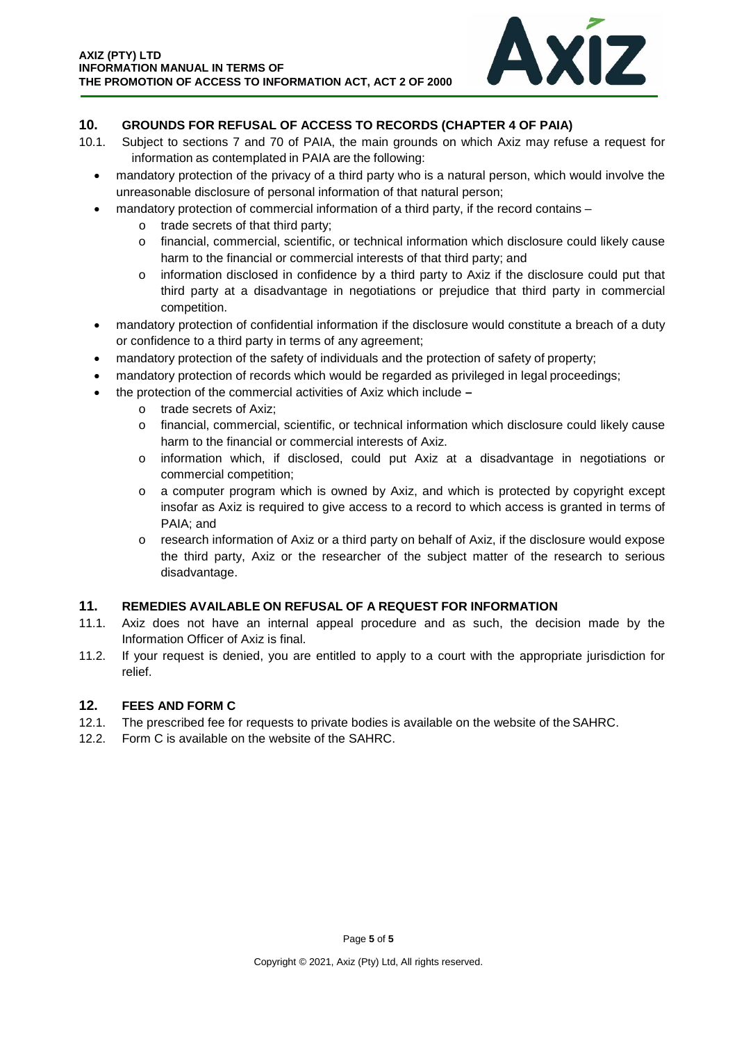## 10. GROUNDS FOR REFUSAL OF ACCESS TO RECORDS (CHAPTER 4 OF PAIA)

10.1. Subject to sections 7 and 70 of PAIA, the main grounds on which Axiz may refuse a request for information as contemplated in PAIA are the following:

- mandatory protection of the privacy of a third party who is a natural person, which would involve the unreasonable disclosure of personal information of that natural person;
- mandatory protection of commercial information of a third party, if the record contains –
  - trade secrets of that third party;
  - financial, commercial, scientific, or technical information which disclosure could likely cause harm to the financial or commercial interests of that third party; and
  - information disclosed in confidence by a third party to Axiz if the disclosure could put that third party at a disadvantage in negotiations or prejudice that third party in commercial competition.
- mandatory protection of confidential information if the disclosure would constitute a breach of a duty or confidence to a third party in terms of any agreement;
- mandatory protection of the safety of individuals and the protection of safety of property;
- mandatory protection of records which would be regarded as privileged in legal proceedings;
- the protection of the commercial activities of Axiz which include **–**
  - trade secrets of Axiz;
  - financial, commercial, scientific, or technical information which disclosure could likely cause harm to the financial or commercial interests of Axiz.
  - information which, if disclosed, could put Axiz at a disadvantage in negotiations or commercial competition;
  - a computer program which is owned by Axiz, and which is protected by copyright except insofar as Axiz is required to give access to a record to which access is granted in terms of PAIA; and
  - research information of Axiz or a third party on behalf of Axiz, if the disclosure would expose the third party, Axiz or the researcher of the subject matter of the research to serious disadvantage.

## 11. REMEDIES AVAILABLE ON REFUSAL OF A REQUEST FOR INFORMATION

11.1. Axiz does not have an internal appeal procedure and as such, the decision made by the Information Officer of Axiz is final.

11.2. If your request is denied, you are entitled to apply to a court with the appropriate jurisdiction for relief.

## 12. FEES AND FORM C

12.1. The prescribed fee for requests to private bodies is available on the website of the SAHRC.

12.2. Form C is available on the website of the SAHRC.

Copyright © 2021, Axiz (Pty) Ltd, All rights reserved.